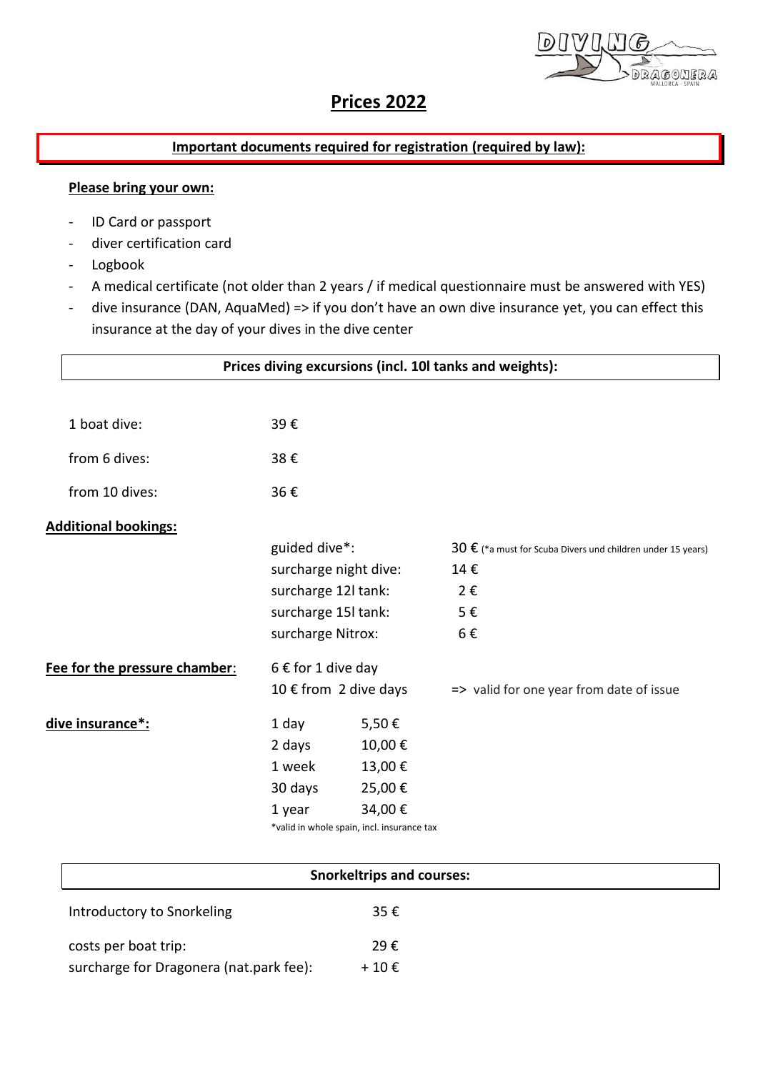# Prices 2022

**Important documents required for registration (required by law):**

**Please bring your own:**

- ID Card or passport
- diver certification card
- Logbook
- A medical certificate (not older than 2 years / if medical questionnaire must be answered with YES)
- dive insurance (DAN, AquaMed) => if you don't have an own dive insurance yet, you can effect this insurance at the day of your dives in the dive center

**Prices diving excursions (incl. 10l tanks and weights):**

| | |
|---|---|
| 1 boat dive: | 39 € |
| from 6 dives: | 38 € |
| from 10 dives: | 36 € |

**Additional bookings:**

| | |
|---|---|
| guided dive*: | 30 € (*a must for Scuba Divers und children under 15 years) |
| surcharge night dive: | 14 € |
| surcharge 12l tank: | 2 € |
| surcharge 15l tank: | 5 € |
| surcharge Nitrox: | 6 € |

**Fee for the pressure chamber**:

6 € for 1 dive day
10 € from 2 dive days => valid for one year from date of issue

**dive insurance*:**

| | |
|---|---|
| 1 day | 5,50 € |
| 2 days | 10,00 € |
| 1 week | 13,00 € |
| 30 days | 25,00 € |
| 1 year | 34,00 € |

*valid in whole spain, incl. insurance tax

**Snorkeltrips and courses:**

| | |
|---|---|
| Introductory to Snorkeling | 35 € |
| costs per boat trip: | 29 € |
| surcharge for Dragonera (nat.park fee): | + 10 € |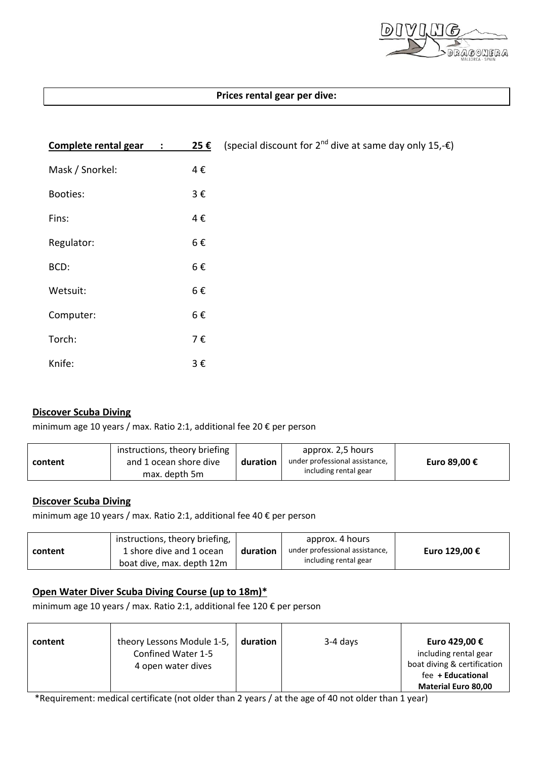**Prices rental gear per dive:**

| | | |
|---|---|---|
| **Complete rental gear :** | **25 €** | (special discount for 2nd dive at same day only 15,-€) |
| Mask / Snorkel: | 4 € | |
| Booties: | 3 € | |
| Fins: | 4 € | |
| Regulator: | 6 € | |
| BCD: | 6 € | |
| Wetsuit: | 6 € | |
| Computer: | 6 € | |
| Torch: | 7 € | |
| Knife: | 3 € | |

**Discover Scuba Diving**

minimum age 10 years / max. Ratio 2:1, additional fee 20 € per person

| content | instructions, theory briefing and 1 ocean shore dive max. depth 5m | duration | approx. 2,5 hours under professional assistance, including rental gear | **Euro 89,00 €** |
|---|---|---|---|---|

**Discover Scuba Diving**

minimum age 10 years / max. Ratio 2:1, additional fee 40 € per person

| content | instructions, theory briefing, 1 shore dive and 1 ocean boat dive, max. depth 12m | duration | approx. 4 hours under professional assistance, including rental gear | **Euro 129,00 €** |
|---|---|---|---|---|

**Open Water Diver Scuba Diving Course (up to 18m)***

minimum age 10 years / max. Ratio 2:1, additional fee 120 € per person

| content | theory Lessons Module 1-5, Confined Water 1-5, 4 open water dives | duration | 3-4 days | **Euro 429,00 €** including rental gear boat diving & certification fee **+ Educational Material Euro 80,00** |
|---|---|---|---|---|

*Requirement: medical certificate (not older than 2 years / at the age of 40 not older than 1 year)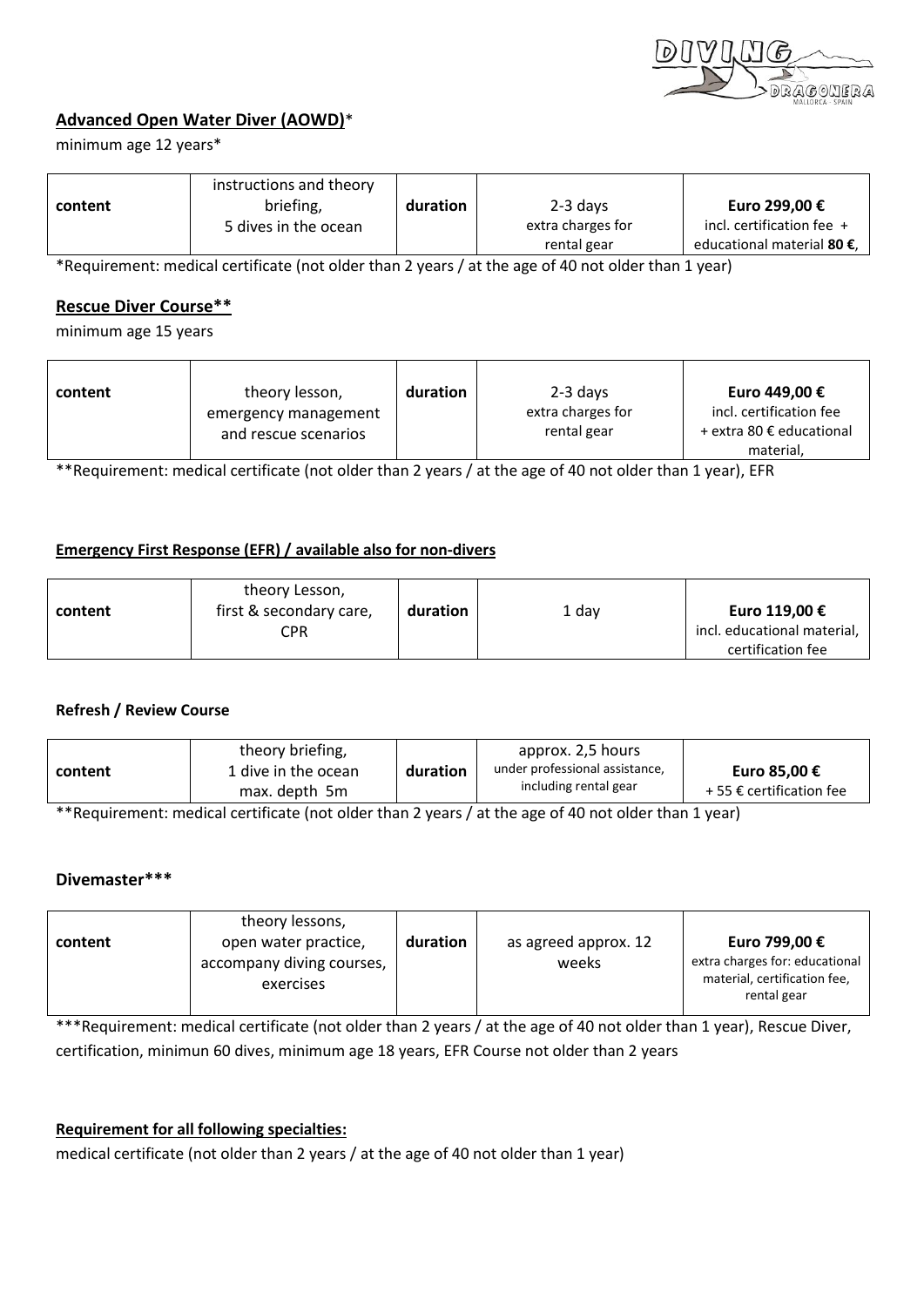## **Advanced Open Water Diver (AOWD)***

minimum age 12 years*

| content | instructions and theory briefing, 5 dives in the ocean | duration | 2-3 days extra charges for rental gear | **Euro 299,00 €** incl. certification fee + educational material **80 €**, |
|---|---|---|---|---|

*Requirement: medical certificate (not older than 2 years / at the age of 40 not older than 1 year)

## **Rescue Diver Course****

minimum age 15 years

| content | theory lesson, emergency management and rescue scenarios | duration | 2-3 days extra charges for rental gear | **Euro 449,00 €** incl. certification fee + extra 80 € educational material, |
|---|---|---|---|---|

**Requirement: medical certificate (not older than 2 years / at the age of 40 not older than 1 year), EFR

### **Emergency First Response (EFR) / available also for non-divers**

| content | theory Lesson, first & secondary care, CPR | duration | 1 day | **Euro 119,00 €** incl. educational material, certification fee |
|---|---|---|---|---|

### **Refresh / Review Course**

| content | theory briefing, 1 dive in the ocean max. depth 5m | duration | approx. 2,5 hours under professional assistance, including rental gear | **Euro 85,00 €** + 55 € certification fee |
|---|---|---|---|---|

**Requirement: medical certificate (not older than 2 years / at the age of 40 not older than 1 year)

## **Divemaster*****

| content | theory lessons, open water practice, accompany diving courses, exercises | duration | as agreed approx. 12 weeks | **Euro 799,00 €** extra charges for: educational material, certification fee, rental gear |
|---|---|---|---|---|

***Requirement: medical certificate (not older than 2 years / at the age of 40 not older than 1 year), Rescue Diver, certification, minimun 60 dives, minimum age 18 years, EFR Course not older than 2 years

### **Requirement for all following specialties:**

medical certificate (not older than 2 years / at the age of 40 not older than 1 year)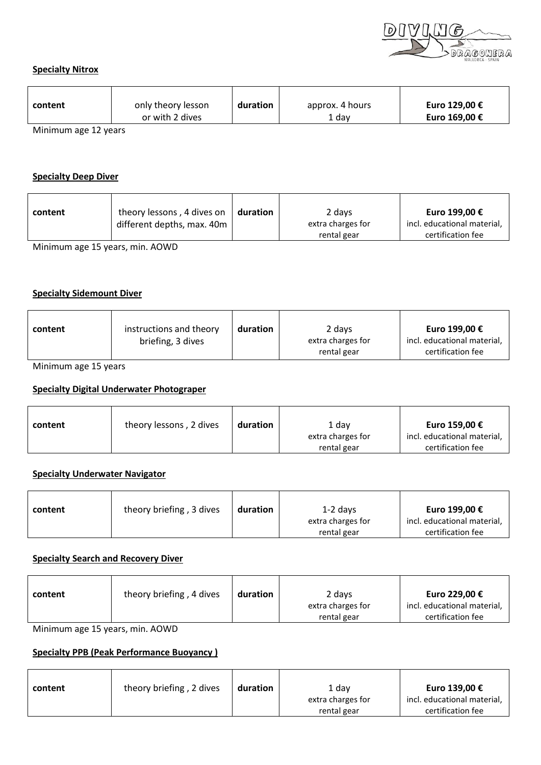**Specialty Nitrox**

| content | only theory lesson<br>or with 2 dives | duration | approx. 4 hours<br>1 day | **Euro 129,00 €**<br>**Euro 169,00 €** |
|---|---|---|---|---|

Minimum age 12 years

**Specialty Deep Diver**

| content | theory lessons , 4 dives on different depths, max. 40m | duration | 2 days<br>extra charges for rental gear | **Euro 199,00 €**<br>incl. educational material, certification fee |
|---|---|---|---|---|

Minimum age 15 years, min. AOWD

**Specialty Sidemount Diver**

| content | instructions and theory briefing, 3 dives | duration | 2 days<br>extra charges for rental gear | **Euro 199,00 €**<br>incl. educational material, certification fee |
|---|---|---|---|---|

Minimum age 15 years

**Specialty Digital Underwater Photograper**

| content | theory lessons , 2 dives | duration | 1 day<br>extra charges for rental gear | **Euro 159,00 €**<br>incl. educational material, certification fee |
|---|---|---|---|---|

**Specialty Underwater Navigator**

| content | theory briefing , 3 dives | duration | 1-2 days<br>extra charges for rental gear | **Euro 199,00 €**<br>incl. educational material, certification fee |
|---|---|---|---|---|

**Specialty Search and Recovery Diver**

| content | theory briefing , 4 dives | duration | 2 days<br>extra charges for rental gear | **Euro 229,00 €**<br>incl. educational material, certification fee |
|---|---|---|---|---|

Minimum age 15 years, min. AOWD

**Specialty PPB (Peak Performance Buoyancy )**

| content | theory briefing , 2 dives | duration | 1 day<br>extra charges for rental gear | **Euro 139,00 €**<br>incl. educational material, certification fee |
|---|---|---|---|---|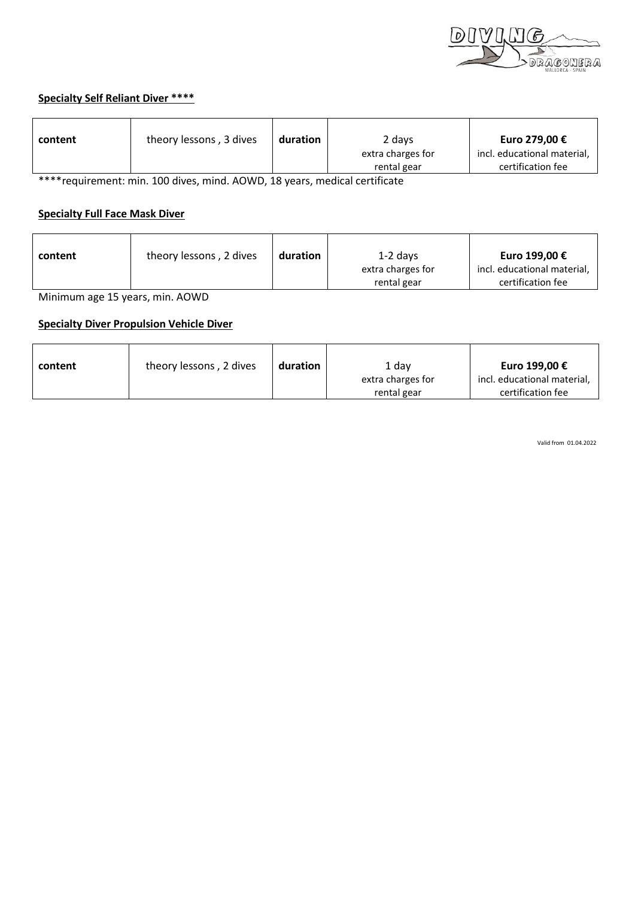**Specialty Self Reliant Diver ******

| | | | | |
|---|---|---|---|---|
| **content** | theory lessons , 3 dives | **duration** | 2 days<br>extra charges for rental gear | **Euro 279,00 €**<br>incl. educational material, certification fee |

****requirement: min. 100 dives, mind. AOWD, 18 years, medical certificate

**Specialty Full Face Mask Diver**

| | | | | |
|---|---|---|---|---|
| **content** | theory lessons , 2 dives | **duration** | 1-2 days<br>extra charges for rental gear | **Euro 199,00 €**<br>incl. educational material, certification fee |

Minimum age 15 years, min. AOWD

**Specialty Diver Propulsion Vehicle Diver**

| | | | | |
|---|---|---|---|---|
| **content** | theory lessons , 2 dives | **duration** | 1 day<br>extra charges for rental gear | **Euro 199,00 €**<br>incl. educational material, certification fee |

Valid from 01.04.2022